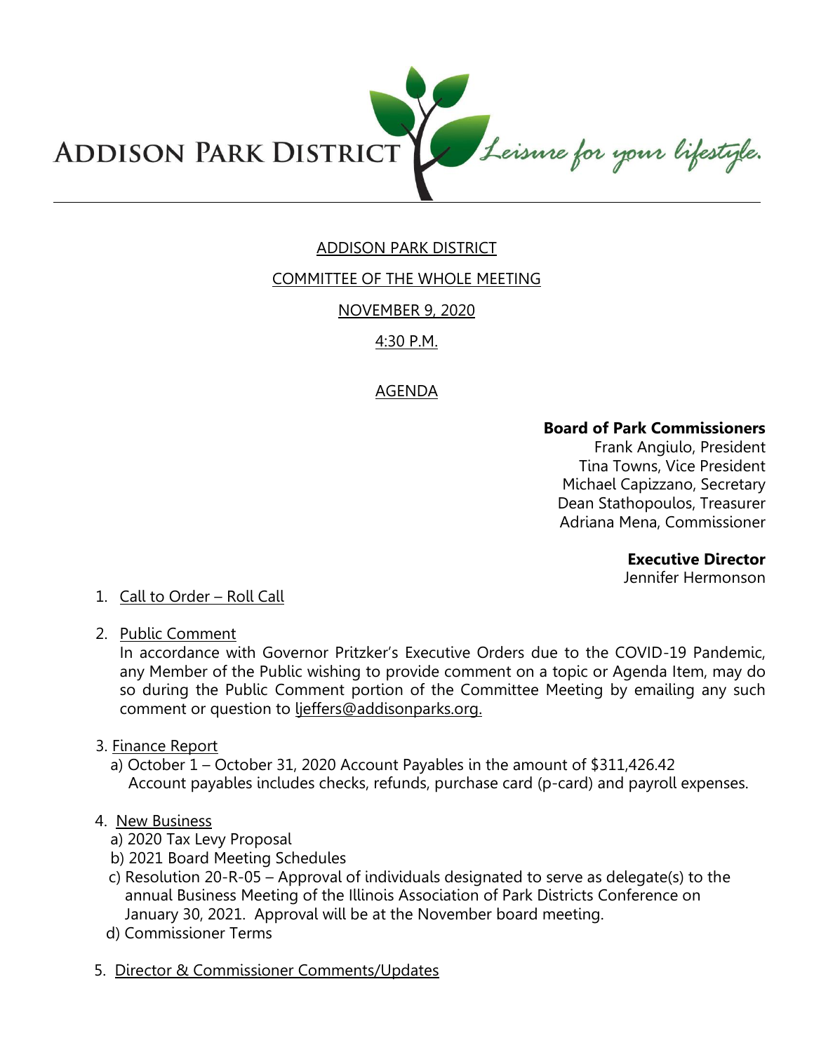ADDISON PARK DISTRICT *Leisure for your lifestyle.*

# ADDISON PARK DISTRICT

## COMMITTEE OF THE WHOLE MEETING

## NOVEMBER 9, 2020

## 4:30 P.M.

## AGENDA

**Board of Park Commissioners**
Frank Angiulo, President
Tina Towns, Vice President
Michael Capizzano, Secretary
Dean Stathopoulos, Treasurer
Adriana Mena, Commissioner

**Executive Director**
Jennifer Hermonson

1. Call to Order – Roll Call

2. Public Comment
   In accordance with Governor Pritzker's Executive Orders due to the COVID-19 Pandemic, any Member of the Public wishing to provide comment on a topic or Agenda Item, may do so during the Public Comment portion of the Committee Meeting by emailing any such comment or question to ljeffers@addisonparks.org.

3. Finance Report
   a) October 1 – October 31, 2020 Account Payables in the amount of $311,426.42
      Account payables includes checks, refunds, purchase card (p-card) and payroll expenses.

4. New Business
   a) 2020 Tax Levy Proposal
   b) 2021 Board Meeting Schedules
   c) Resolution 20-R-05 – Approval of individuals designated to serve as delegate(s) to the annual Business Meeting of the Illinois Association of Park Districts Conference on January 30, 2021. Approval will be at the November board meeting.
   d) Commissioner Terms

5. Director & Commissioner Comments/Updates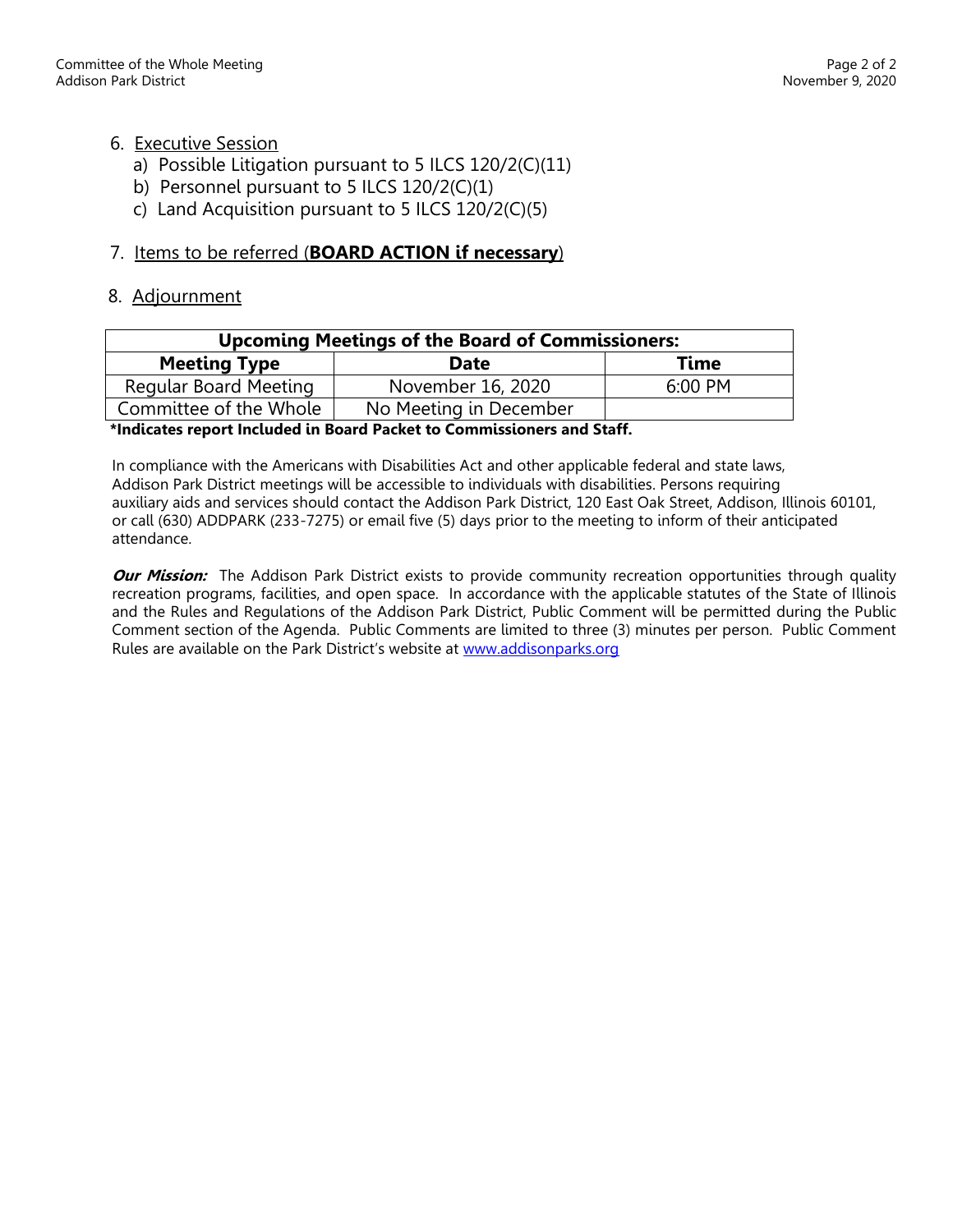6. Executive Session
   a) Possible Litigation pursuant to 5 ILCS 120/2(C)(11)
   b) Personnel pursuant to 5 ILCS 120/2(C)(1)
   c) Land Acquisition pursuant to 5 ILCS 120/2(C)(5)

7. Items to be referred (**BOARD ACTION if necessary**)

8. Adjournment

| **Upcoming Meetings of the Board of Commissioners:** | | |
|---|---|---|
| **Meeting Type** | **Date** | **Time** |
| Regular Board Meeting | November 16, 2020 | 6:00 PM |
| Committee of the Whole | No Meeting in December | |

**\*Indicates report Included in Board Packet to Commissioners and Staff.**

In compliance with the Americans with Disabilities Act and other applicable federal and state laws, Addison Park District meetings will be accessible to individuals with disabilities. Persons requiring auxiliary aids and services should contact the Addison Park District, 120 East Oak Street, Addison, Illinois 60101, or call (630) ADDPARK (233-7275) or email five (5) days prior to the meeting to inform of their anticipated attendance.

***Our Mission:*** The Addison Park District exists to provide community recreation opportunities through quality recreation programs, facilities, and open space. In accordance with the applicable statutes of the State of Illinois and the Rules and Regulations of the Addison Park District, Public Comment will be permitted during the Public Comment section of the Agenda. Public Comments are limited to three (3) minutes per person. Public Comment Rules are available on the Park District's website at www.addisonparks.org